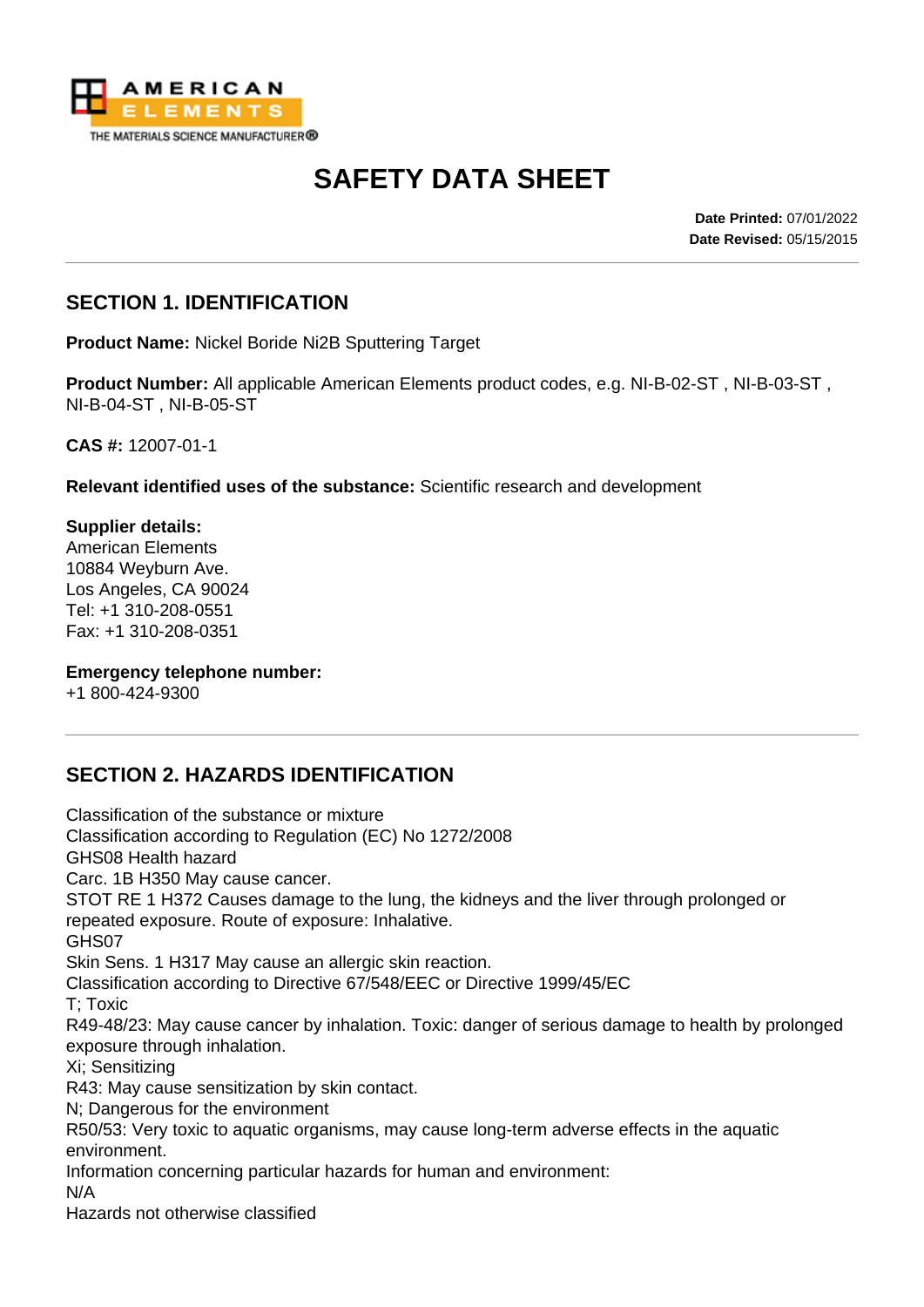# SAFETY DATA SHEET

**Date Printed:** 07/01/2022
**Date Revised:** 05/15/2015

## SECTION 1. IDENTIFICATION

**Product Name:** Nickel Boride Ni2B Sputtering Target

**Product Number:** All applicable American Elements product codes, e.g. NI-B-02-ST , NI-B-03-ST , NI-B-04-ST , NI-B-05-ST

**CAS #:** 12007-01-1

**Relevant identified uses of the substance:** Scientific research and development

**Supplier details:**
American Elements
10884 Weyburn Ave.
Los Angeles, CA 90024
Tel: +1 310-208-0551
Fax: +1 310-208-0351

**Emergency telephone number:**
+1 800-424-9300

## SECTION 2. HAZARDS IDENTIFICATION

Classification of the substance or mixture
Classification according to Regulation (EC) No 1272/2008
GHS08 Health hazard
Carc. 1B H350 May cause cancer.
STOT RE 1 H372 Causes damage to the lung, the kidneys and the liver through prolonged or repeated exposure. Route of exposure: Inhalative.
GHS07
Skin Sens. 1 H317 May cause an allergic skin reaction.
Classification according to Directive 67/548/EEC or Directive 1999/45/EC
T; Toxic
R49-48/23: May cause cancer by inhalation. Toxic: danger of serious damage to health by prolonged exposure through inhalation.
Xi; Sensitizing
R43: May cause sensitization by skin contact.
N; Dangerous for the environment
R50/53: Very toxic to aquatic organisms, may cause long-term adverse effects in the aquatic environment.
Information concerning particular hazards for human and environment:
N/A
Hazards not otherwise classified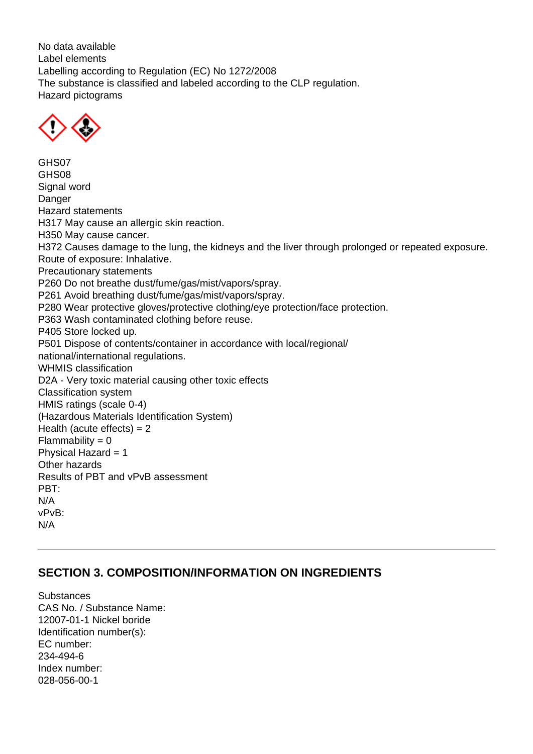No data available
Label elements
Labelling according to Regulation (EC) No 1272/2008
The substance is classified and labeled according to the CLP regulation.
Hazard pictograms

GHS07
GHS08
Signal word
Danger
Hazard statements
H317 May cause an allergic skin reaction.
H350 May cause cancer.
H372 Causes damage to the lung, the kidneys and the liver through prolonged or repeated exposure.
Route of exposure: Inhalative.
Precautionary statements
P260 Do not breathe dust/fume/gas/mist/vapors/spray.
P261 Avoid breathing dust/fume/gas/mist/vapors/spray.
P280 Wear protective gloves/protective clothing/eye protection/face protection.
P363 Wash contaminated clothing before reuse.
P405 Store locked up.
P501 Dispose of contents/container in accordance with local/regional/
national/international regulations.
WHMIS classification
D2A - Very toxic material causing other toxic effects
Classification system
HMIS ratings (scale 0-4)
(Hazardous Materials Identification System)
Health (acute effects) = 2
Flammability = 0
Physical Hazard = 1
Other hazards
Results of PBT and vPvB assessment
PBT:
N/A
vPvB:
N/A

---

## SECTION 3. COMPOSITION/INFORMATION ON INGREDIENTS

Substances
CAS No. / Substance Name:
12007-01-1 Nickel boride
Identification number(s):
EC number:
234-494-6
Index number:
028-056-00-1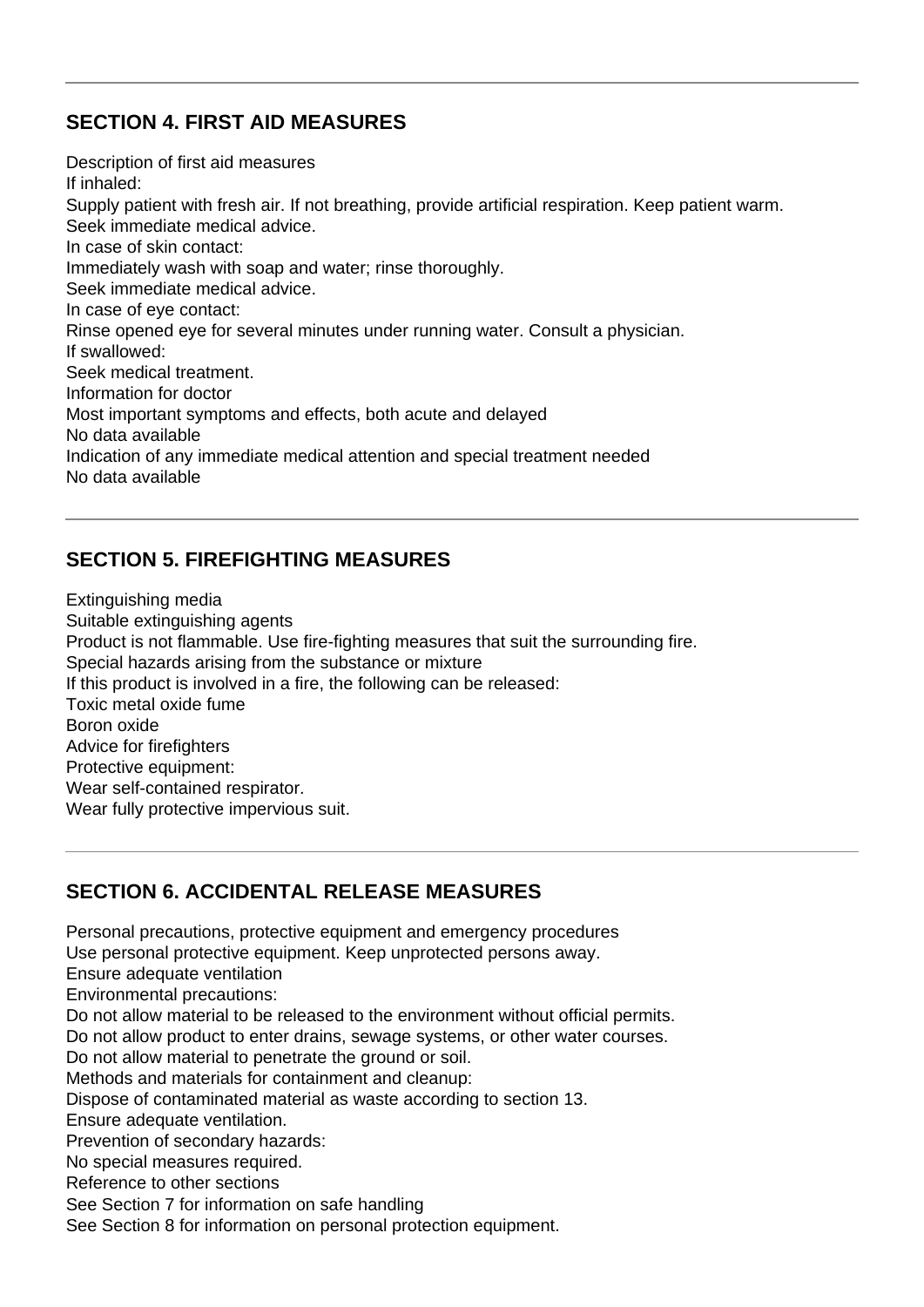## SECTION 4. FIRST AID MEASURES

Description of first aid measures
If inhaled:
Supply patient with fresh air. If not breathing, provide artificial respiration. Keep patient warm.
Seek immediate medical advice.
In case of skin contact:
Immediately wash with soap and water; rinse thoroughly.
Seek immediate medical advice.
In case of eye contact:
Rinse opened eye for several minutes under running water. Consult a physician.
If swallowed:
Seek medical treatment.
Information for doctor
Most important symptoms and effects, both acute and delayed
No data available
Indication of any immediate medical attention and special treatment needed
No data available

## SECTION 5. FIREFIGHTING MEASURES

Extinguishing media
Suitable extinguishing agents
Product is not flammable. Use fire-fighting measures that suit the surrounding fire.
Special hazards arising from the substance or mixture
If this product is involved in a fire, the following can be released:
Toxic metal oxide fume
Boron oxide
Advice for firefighters
Protective equipment:
Wear self-contained respirator.
Wear fully protective impervious suit.

## SECTION 6. ACCIDENTAL RELEASE MEASURES

Personal precautions, protective equipment and emergency procedures
Use personal protective equipment. Keep unprotected persons away.
Ensure adequate ventilation
Environmental precautions:
Do not allow material to be released to the environment without official permits.
Do not allow product to enter drains, sewage systems, or other water courses.
Do not allow material to penetrate the ground or soil.
Methods and materials for containment and cleanup:
Dispose of contaminated material as waste according to section 13.
Ensure adequate ventilation.
Prevention of secondary hazards:
No special measures required.
Reference to other sections
See Section 7 for information on safe handling
See Section 8 for information on personal protection equipment.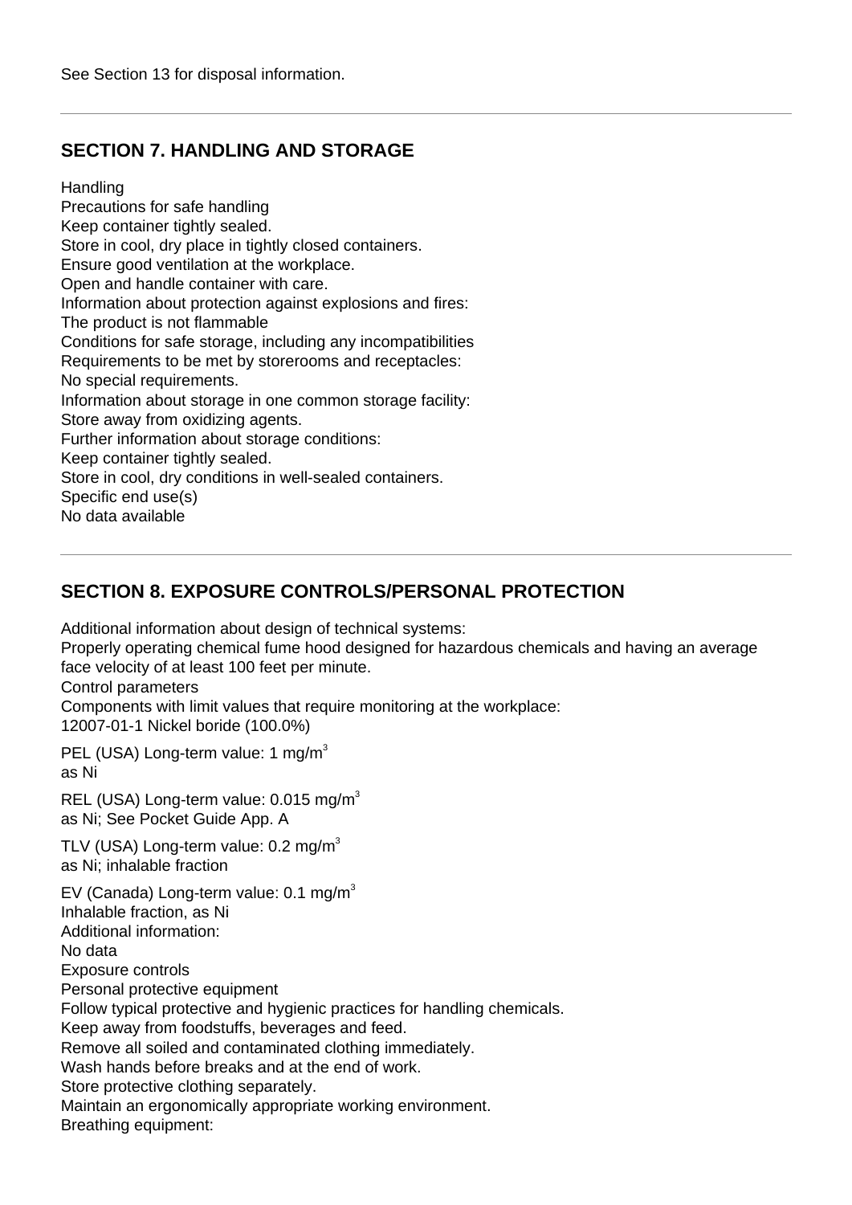See Section 13 for disposal information.

---

## SECTION 7. HANDLING AND STORAGE

Handling
Precautions for safe handling
Keep container tightly sealed.
Store in cool, dry place in tightly closed containers.
Ensure good ventilation at the workplace.
Open and handle container with care.
Information about protection against explosions and fires:
The product is not flammable
Conditions for safe storage, including any incompatibilities
Requirements to be met by storerooms and receptacles:
No special requirements.
Information about storage in one common storage facility:
Store away from oxidizing agents.
Further information about storage conditions:
Keep container tightly sealed.
Store in cool, dry conditions in well-sealed containers.
Specific end use(s)
No data available

---

## SECTION 8. EXPOSURE CONTROLS/PERSONAL PROTECTION

Additional information about design of technical systems:
Properly operating chemical fume hood designed for hazardous chemicals and having an average face velocity of at least 100 feet per minute.
Control parameters
Components with limit values that require monitoring at the workplace:
12007-01-1 Nickel boride (100.0%)

PEL (USA) Long-term value: 1 $mg/m^3$
as Ni

REL (USA) Long-term value: 0.015 $mg/m^3$
as Ni; See Pocket Guide App. A

TLV (USA) Long-term value: 0.2 $mg/m^3$
as Ni; inhalable fraction

EV (Canada) Long-term value: 0.1 $mg/m^3$
Inhalable fraction, as Ni
Additional information:
No data
Exposure controls
Personal protective equipment
Follow typical protective and hygienic practices for handling chemicals.
Keep away from foodstuffs, beverages and feed.
Remove all soiled and contaminated clothing immediately.
Wash hands before breaks and at the end of work.
Store protective clothing separately.
Maintain an ergonomically appropriate working environment.
Breathing equipment: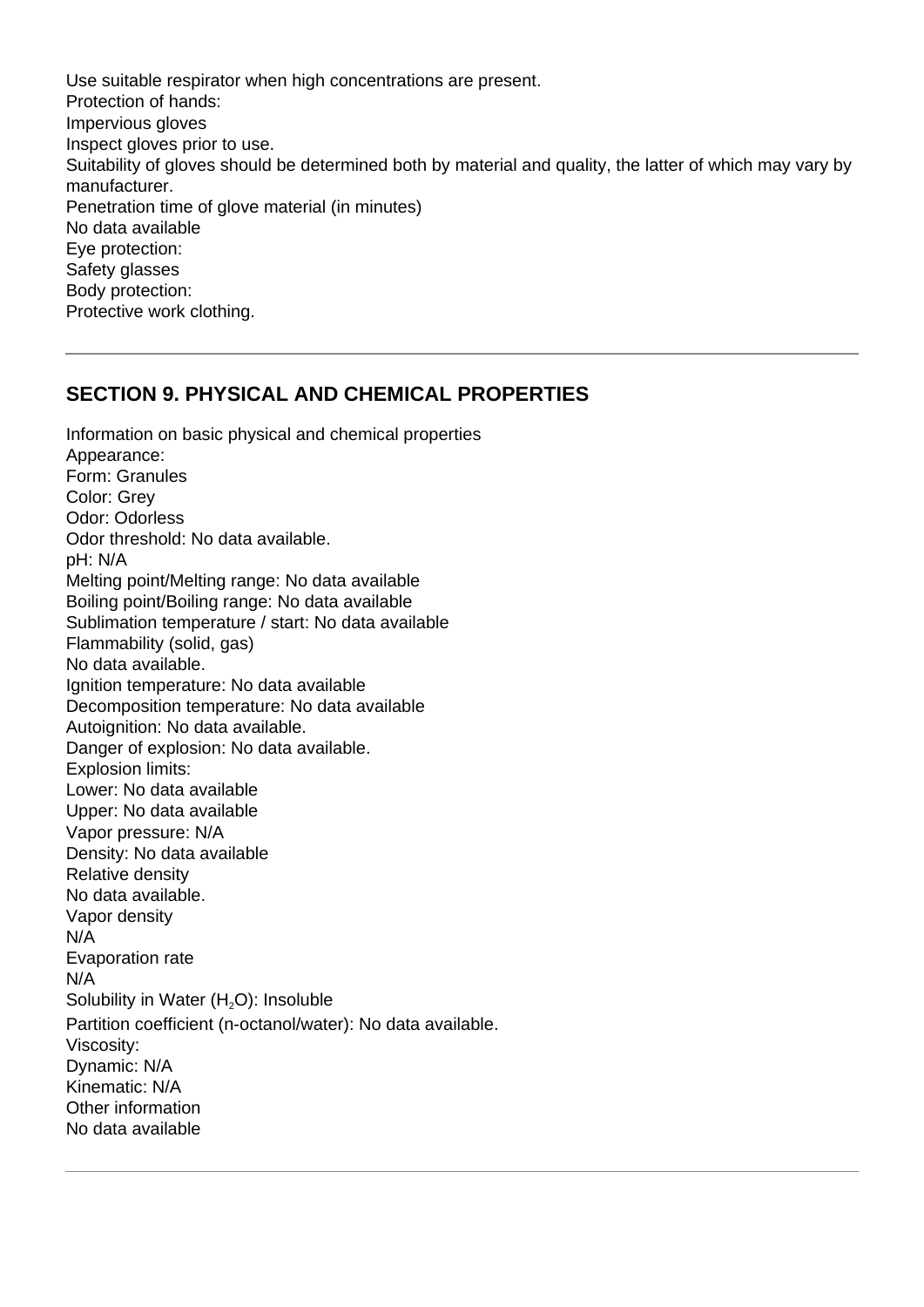Use suitable respirator when high concentrations are present.
Protection of hands:
Impervious gloves
Inspect gloves prior to use.
Suitability of gloves should be determined both by material and quality, the latter of which may vary by manufacturer.
Penetration time of glove material (in minutes)
No data available
Eye protection:
Safety glasses
Body protection:
Protective work clothing.

---

## SECTION 9. PHYSICAL AND CHEMICAL PROPERTIES

Information on basic physical and chemical properties
Appearance:
Form: Granules
Color: Grey
Odor: Odorless
Odor threshold: No data available.
pH: N/A
Melting point/Melting range: No data available
Boiling point/Boiling range: No data available
Sublimation temperature / start: No data available
Flammability (solid, gas)
No data available.
Ignition temperature: No data available
Decomposition temperature: No data available
Autoignition: No data available.
Danger of explosion: No data available.
Explosion limits:
Lower: No data available
Upper: No data available
Vapor pressure: N/A
Density: No data available
Relative density
No data available.
Vapor density
N/A
Evaporation rate
N/A
Solubility in Water ($H_2O$): Insoluble
Partition coefficient (n-octanol/water): No data available.
Viscosity:
Dynamic: N/A
Kinematic: N/A
Other information
No data available

---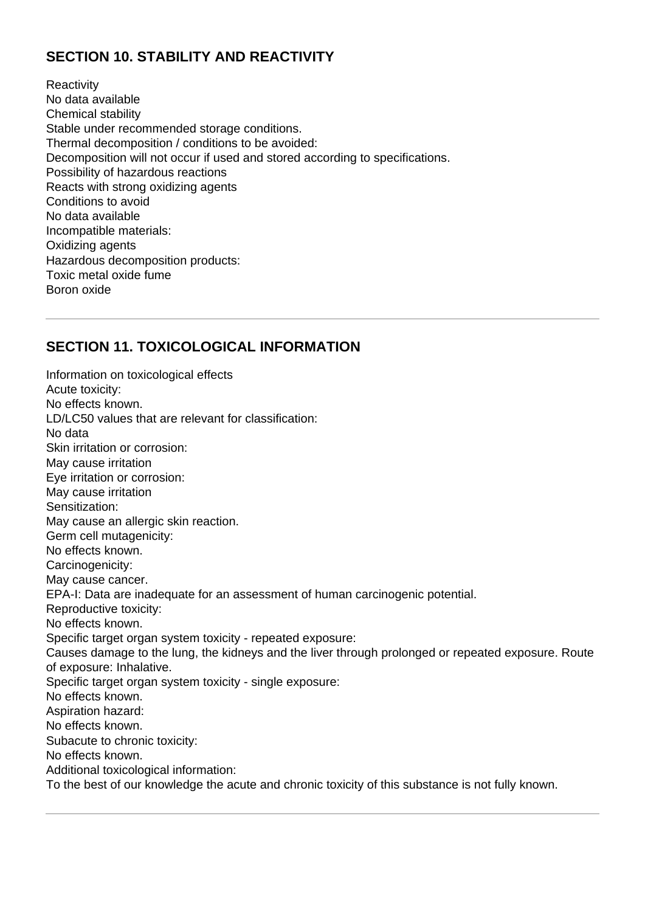## SECTION 10. STABILITY AND REACTIVITY

Reactivity
No data available
Chemical stability
Stable under recommended storage conditions.
Thermal decomposition / conditions to be avoided:
Decomposition will not occur if used and stored according to specifications.
Possibility of hazardous reactions
Reacts with strong oxidizing agents
Conditions to avoid
No data available
Incompatible materials:
Oxidizing agents
Hazardous decomposition products:
Toxic metal oxide fume
Boron oxide

---

## SECTION 11. TOXICOLOGICAL INFORMATION

Information on toxicological effects
Acute toxicity:
No effects known.
LD/LC50 values that are relevant for classification:
No data
Skin irritation or corrosion:
May cause irritation
Eye irritation or corrosion:
May cause irritation
Sensitization:
May cause an allergic skin reaction.
Germ cell mutagenicity:
No effects known.
Carcinogenicity:
May cause cancer.
EPA-I: Data are inadequate for an assessment of human carcinogenic potential.
Reproductive toxicity:
No effects known.
Specific target organ system toxicity - repeated exposure:
Causes damage to the lung, the kidneys and the liver through prolonged or repeated exposure. Route of exposure: Inhalative.
Specific target organ system toxicity - single exposure:
No effects known.
Aspiration hazard:
No effects known.
Subacute to chronic toxicity:
No effects known.
Additional toxicological information:
To the best of our knowledge the acute and chronic toxicity of this substance is not fully known.

---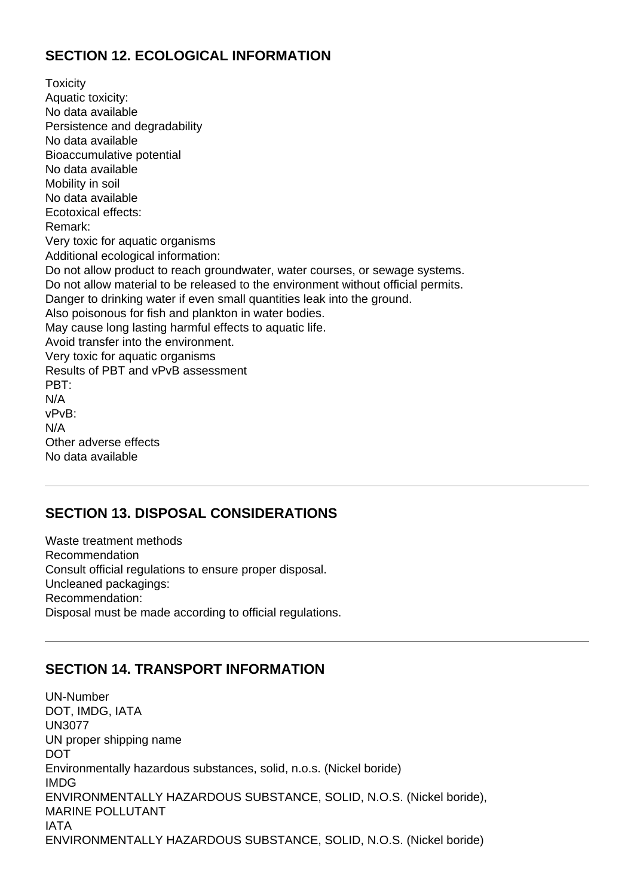## SECTION 12. ECOLOGICAL INFORMATION

Toxicity
Aquatic toxicity:
No data available
Persistence and degradability
No data available
Bioaccumulative potential
No data available
Mobility in soil
No data available
Ecotoxical effects:
Remark:
Very toxic for aquatic organisms
Additional ecological information:
Do not allow product to reach groundwater, water courses, or sewage systems.
Do not allow material to be released to the environment without official permits.
Danger to drinking water if even small quantities leak into the ground.
Also poisonous for fish and plankton in water bodies.
May cause long lasting harmful effects to aquatic life.
Avoid transfer into the environment.
Very toxic for aquatic organisms
Results of PBT and vPvB assessment
PBT:
N/A
vPvB:
N/A
Other adverse effects
No data available

---

## SECTION 13. DISPOSAL CONSIDERATIONS

Waste treatment methods
Recommendation
Consult official regulations to ensure proper disposal.
Uncleaned packagings:
Recommendation:
Disposal must be made according to official regulations.

---

## SECTION 14. TRANSPORT INFORMATION

UN-Number
DOT, IMDG, IATA
UN3077
UN proper shipping name
DOT
Environmentally hazardous substances, solid, n.o.s. (Nickel boride)
IMDG
ENVIRONMENTALLY HAZARDOUS SUBSTANCE, SOLID, N.O.S. (Nickel boride),
MARINE POLLUTANT
IATA
ENVIRONMENTALLY HAZARDOUS SUBSTANCE, SOLID, N.O.S. (Nickel boride)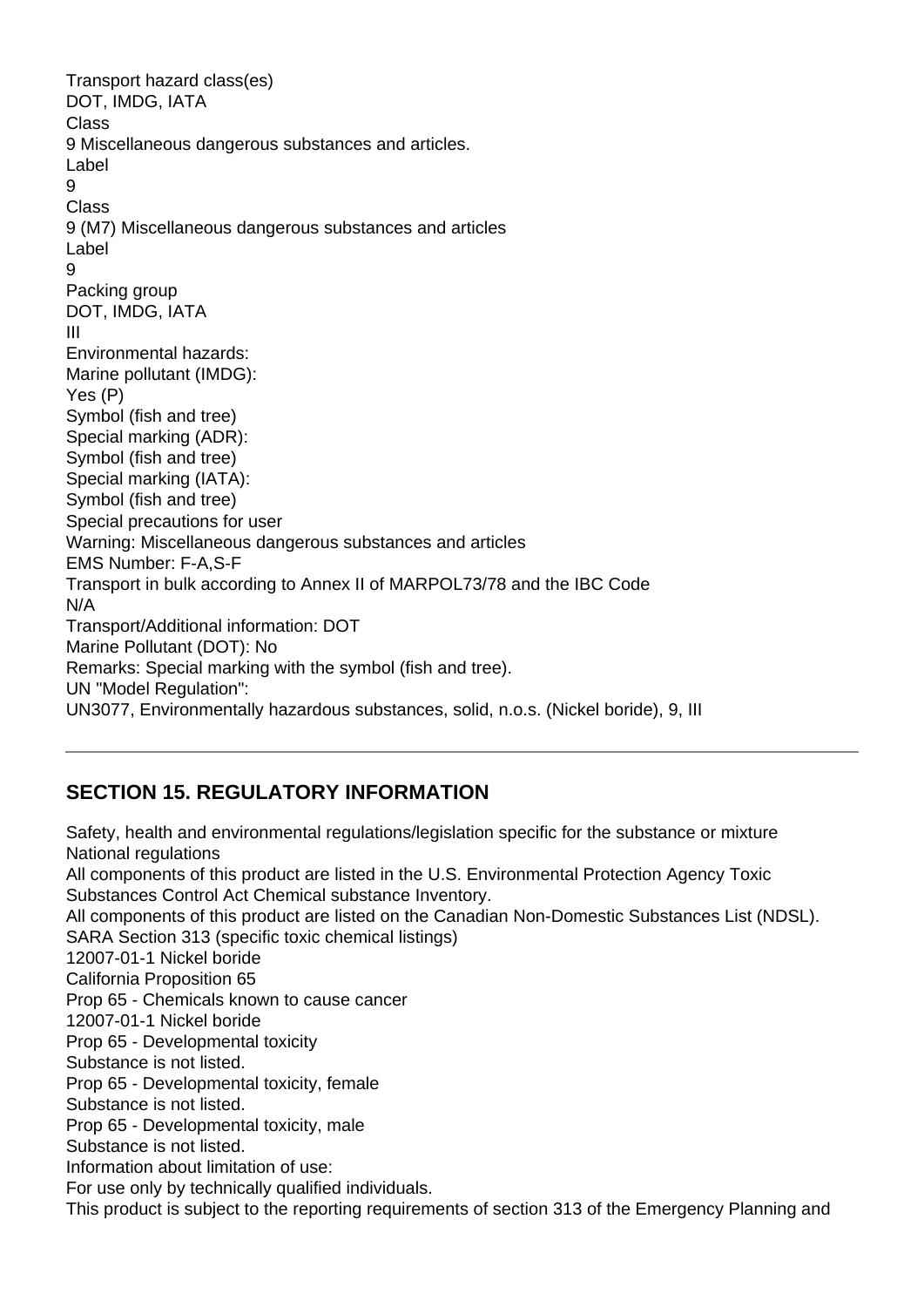Transport hazard class(es)
DOT, IMDG, IATA
Class
9 Miscellaneous dangerous substances and articles.
Label
9
Class
9 (M7) Miscellaneous dangerous substances and articles
Label
9
Packing group
DOT, IMDG, IATA
III
Environmental hazards:
Marine pollutant (IMDG):
Yes (P)
Symbol (fish and tree)
Special marking (ADR):
Symbol (fish and tree)
Special marking (IATA):
Symbol (fish and tree)
Special precautions for user
Warning: Miscellaneous dangerous substances and articles
EMS Number: F-A,S-F
Transport in bulk according to Annex II of MARPOL73/78 and the IBC Code
N/A
Transport/Additional information: DOT
Marine Pollutant (DOT): No
Remarks: Special marking with the symbol (fish and tree).
UN "Model Regulation":
UN3077, Environmentally hazardous substances, solid, n.o.s. (Nickel boride), 9, III

---

## SECTION 15. REGULATORY INFORMATION

Safety, health and environmental regulations/legislation specific for the substance or mixture
National regulations
All components of this product are listed in the U.S. Environmental Protection Agency Toxic Substances Control Act Chemical substance Inventory.
All components of this product are listed on the Canadian Non-Domestic Substances List (NDSL).
SARA Section 313 (specific toxic chemical listings)
12007-01-1 Nickel boride
California Proposition 65
Prop 65 - Chemicals known to cause cancer
12007-01-1 Nickel boride
Prop 65 - Developmental toxicity
Substance is not listed.
Prop 65 - Developmental toxicity, female
Substance is not listed.
Prop 65 - Developmental toxicity, male
Substance is not listed.
Information about limitation of use:
For use only by technically qualified individuals.
This product is subject to the reporting requirements of section 313 of the Emergency Planning and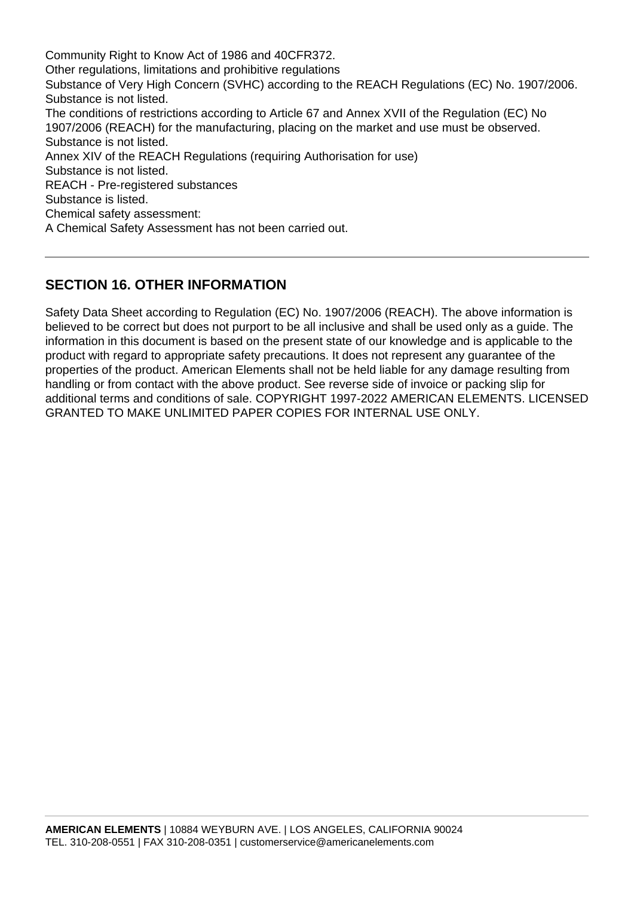Community Right to Know Act of 1986 and 40CFR372.

Other regulations, limitations and prohibitive regulations

Substance of Very High Concern (SVHC) according to the REACH Regulations (EC) No. 1907/2006.

Substance is not listed.

The conditions of restrictions according to Article 67 and Annex XVII of the Regulation (EC) No 1907/2006 (REACH) for the manufacturing, placing on the market and use must be observed.

Substance is not listed.

Annex XIV of the REACH Regulations (requiring Authorisation for use)

Substance is not listed.

REACH - Pre-registered substances

Substance is listed.

Chemical safety assessment:

A Chemical Safety Assessment has not been carried out.

---

## SECTION 16. OTHER INFORMATION

Safety Data Sheet according to Regulation (EC) No. 1907/2006 (REACH). The above information is believed to be correct but does not purport to be all inclusive and shall be used only as a guide. The information in this document is based on the present state of our knowledge and is applicable to the product with regard to appropriate safety precautions. It does not represent any guarantee of the properties of the product. American Elements shall not be held liable for any damage resulting from handling or from contact with the above product. See reverse side of invoice or packing slip for additional terms and conditions of sale. COPYRIGHT 1997-2022 AMERICAN ELEMENTS. LICENSED GRANTED TO MAKE UNLIMITED PAPER COPIES FOR INTERNAL USE ONLY.